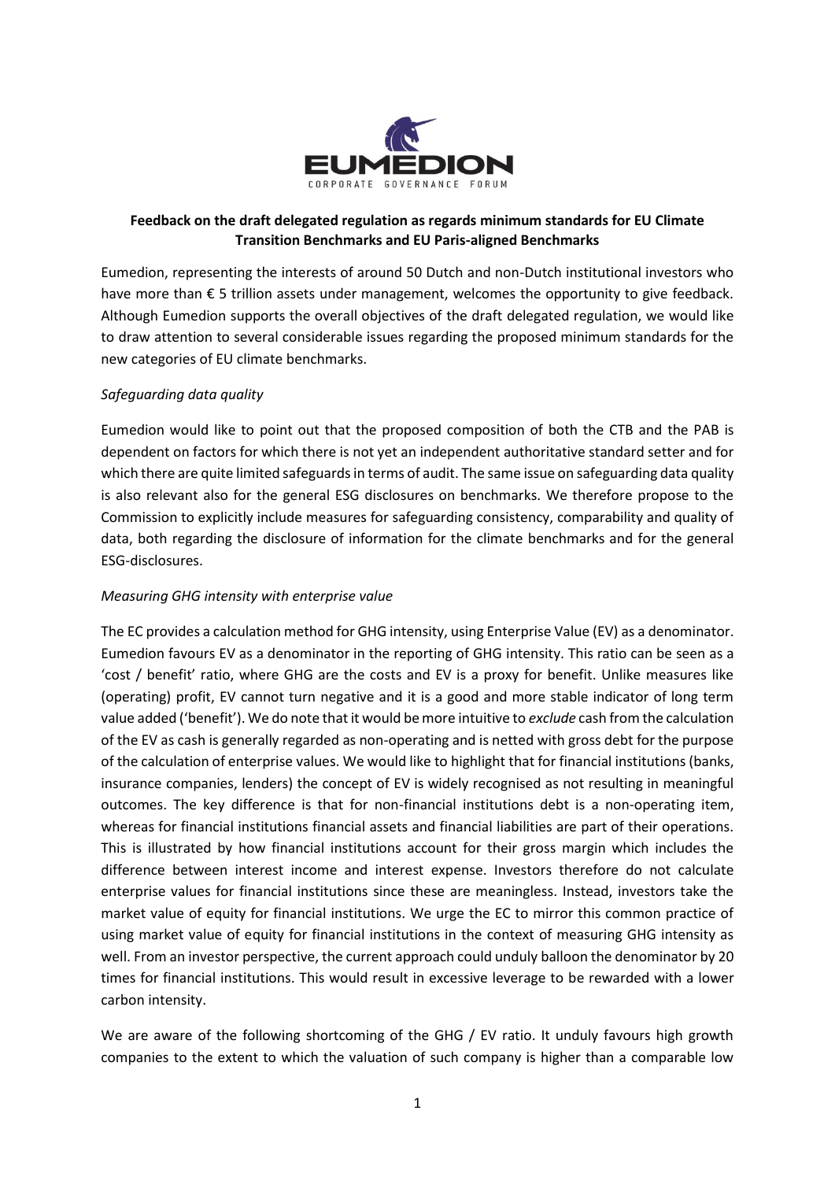**Feedback on the draft delegated regulation as regards minimum standards for EU Climate Transition Benchmarks and EU Paris-aligned Benchmarks**

Eumedion, representing the interests of around 50 Dutch and non-Dutch institutional investors who have more than € 5 trillion assets under management, welcomes the opportunity to give feedback. Although Eumedion supports the overall objectives of the draft delegated regulation, we would like to draw attention to several considerable issues regarding the proposed minimum standards for the new categories of EU climate benchmarks.

*Safeguarding data quality*

Eumedion would like to point out that the proposed composition of both the CTB and the PAB is dependent on factors for which there is not yet an independent authoritative standard setter and for which there are quite limited safeguards in terms of audit. The same issue on safeguarding data quality is also relevant also for the general ESG disclosures on benchmarks. We therefore propose to the Commission to explicitly include measures for safeguarding consistency, comparability and quality of data, both regarding the disclosure of information for the climate benchmarks and for the general ESG-disclosures.

*Measuring GHG intensity with enterprise value*

The EC provides a calculation method for GHG intensity, using Enterprise Value (EV) as a denominator. Eumedion favours EV as a denominator in the reporting of GHG intensity. This ratio can be seen as a 'cost / benefit' ratio, where GHG are the costs and EV is a proxy for benefit. Unlike measures like (operating) profit, EV cannot turn negative and it is a good and more stable indicator of long term value added ('benefit'). We do note that it would be more intuitive to *exclude* cash from the calculation of the EV as cash is generally regarded as non-operating and is netted with gross debt for the purpose of the calculation of enterprise values. We would like to highlight that for financial institutions (banks, insurance companies, lenders) the concept of EV is widely recognised as not resulting in meaningful outcomes. The key difference is that for non-financial institutions debt is a non-operating item, whereas for financial institutions financial assets and financial liabilities are part of their operations. This is illustrated by how financial institutions account for their gross margin which includes the difference between interest income and interest expense. Investors therefore do not calculate enterprise values for financial institutions since these are meaningless. Instead, investors take the market value of equity for financial institutions. We urge the EC to mirror this common practice of using market value of equity for financial institutions in the context of measuring GHG intensity as well. From an investor perspective, the current approach could unduly balloon the denominator by 20 times for financial institutions. This would result in excessive leverage to be rewarded with a lower carbon intensity.

We are aware of the following shortcoming of the GHG / EV ratio. It unduly favours high growth companies to the extent to which the valuation of such company is higher than a comparable low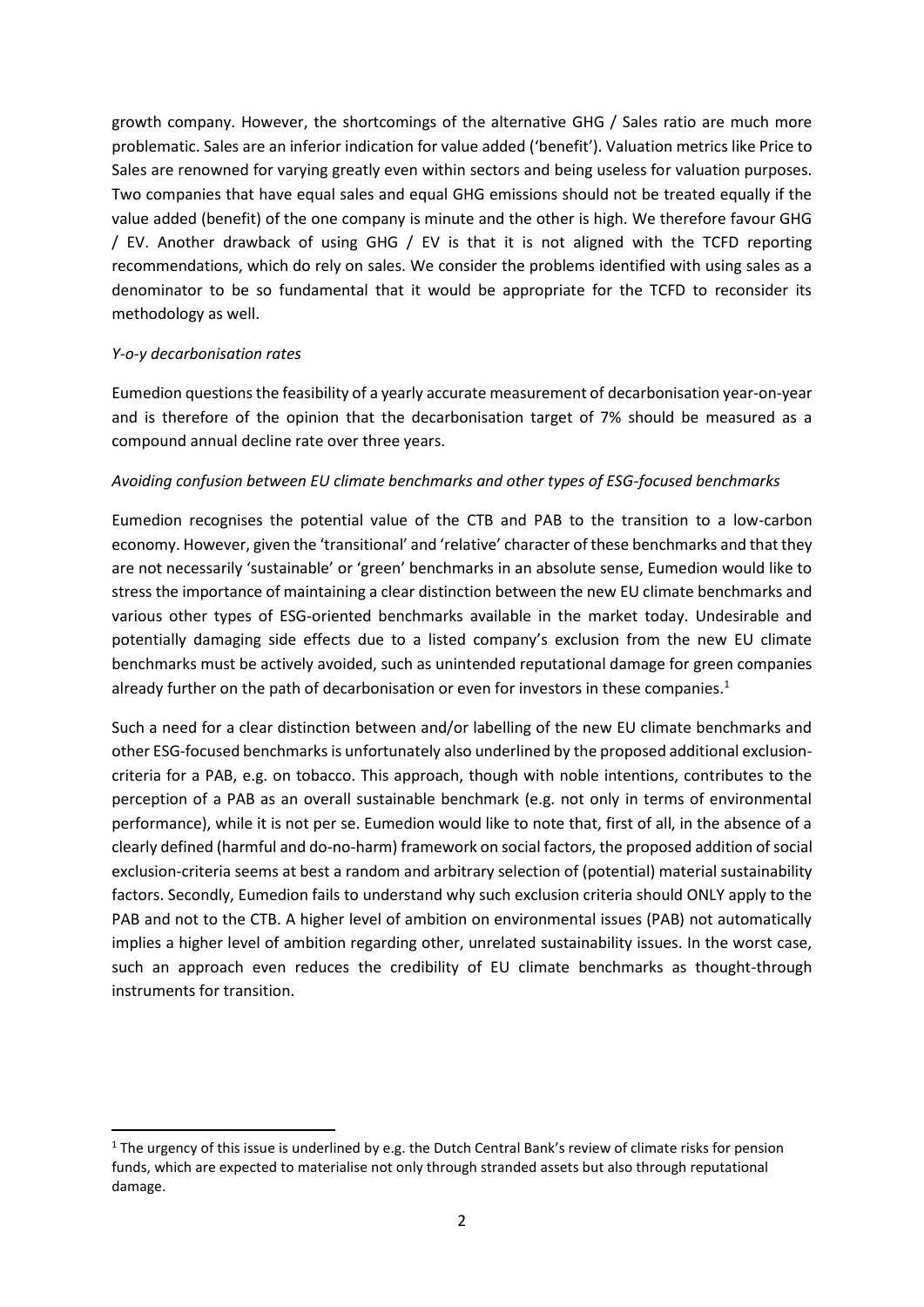growth company. However, the shortcomings of the alternative GHG / Sales ratio are much more problematic. Sales are an inferior indication for value added ('benefit'). Valuation metrics like Price to Sales are renowned for varying greatly even within sectors and being useless for valuation purposes. Two companies that have equal sales and equal GHG emissions should not be treated equally if the value added (benefit) of the one company is minute and the other is high. We therefore favour GHG / EV. Another drawback of using GHG / EV is that it is not aligned with the TCFD reporting recommendations, which do rely on sales. We consider the problems identified with using sales as a denominator to be so fundamental that it would be appropriate for the TCFD to reconsider its methodology as well.

*Y-o-y decarbonisation rates*

Eumedion questions the feasibility of a yearly accurate measurement of decarbonisation year-on-year and is therefore of the opinion that the decarbonisation target of 7% should be measured as a compound annual decline rate over three years.

*Avoiding confusion between EU climate benchmarks and other types of ESG-focused benchmarks*

Eumedion recognises the potential value of the CTB and PAB to the transition to a low-carbon economy. However, given the 'transitional' and 'relative' character of these benchmarks and that they are not necessarily 'sustainable' or 'green' benchmarks in an absolute sense, Eumedion would like to stress the importance of maintaining a clear distinction between the new EU climate benchmarks and various other types of ESG-oriented benchmarks available in the market today. Undesirable and potentially damaging side effects due to a listed company's exclusion from the new EU climate benchmarks must be actively avoided, such as unintended reputational damage for green companies already further on the path of decarbonisation or even for investors in these companies.[1]

Such a need for a clear distinction between and/or labelling of the new EU climate benchmarks and other ESG-focused benchmarks is unfortunately also underlined by the proposed additional exclusion-criteria for a PAB, e.g. on tobacco. This approach, though with noble intentions, contributes to the perception of a PAB as an overall sustainable benchmark (e.g. not only in terms of environmental performance), while it is not per se. Eumedion would like to note that, first of all, in the absence of a clearly defined (harmful and do-no-harm) framework on social factors, the proposed addition of social exclusion-criteria seems at best a random and arbitrary selection of (potential) material sustainability factors. Secondly, Eumedion fails to understand why such exclusion criteria should ONLY apply to the PAB and not to the CTB. A higher level of ambition on environmental issues (PAB) not automatically implies a higher level of ambition regarding other, unrelated sustainability issues. In the worst case, such an approach even reduces the credibility of EU climate benchmarks as thought-through instruments for transition.

[1] The urgency of this issue is underlined by e.g. the Dutch Central Bank's review of climate risks for pension funds, which are expected to materialise not only through stranded assets but also through reputational damage.